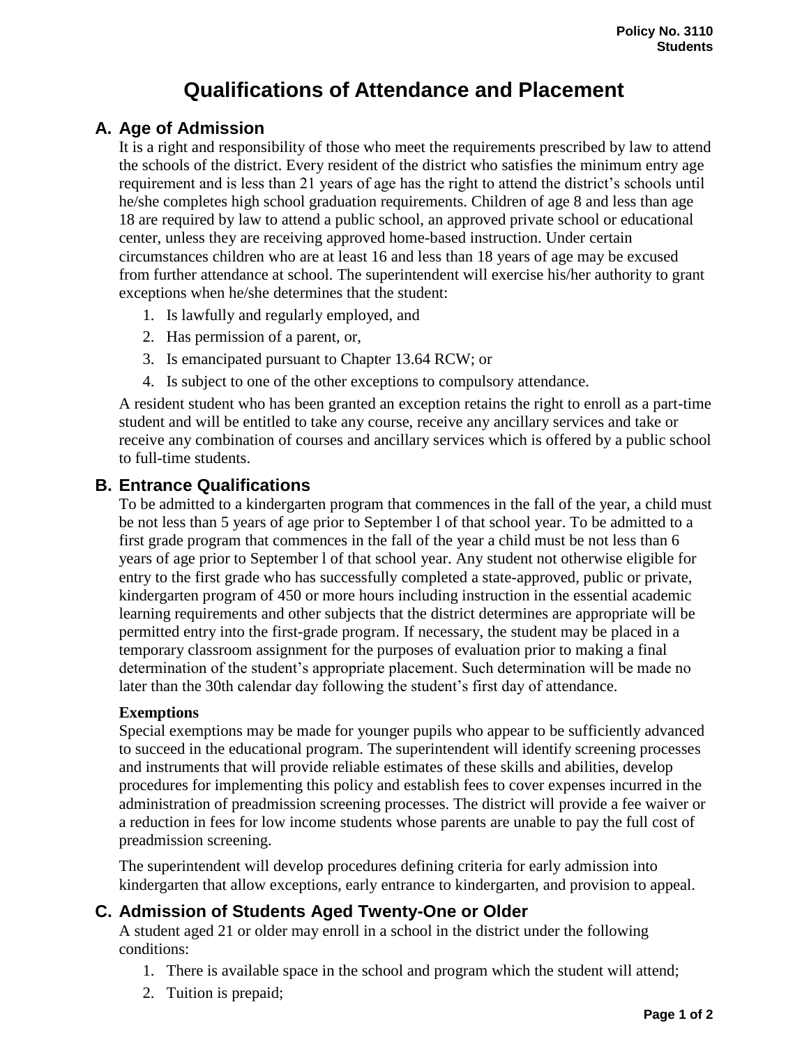Policy No. 3110
Students

# Qualifications of Attendance and Placement

## A. Age of Admission

It is a right and responsibility of those who meet the requirements prescribed by law to attend the schools of the district. Every resident of the district who satisfies the minimum entry age requirement and is less than 21 years of age has the right to attend the district's schools until he/she completes high school graduation requirements. Children of age 8 and less than age 18 are required by law to attend a public school, an approved private school or educational center, unless they are receiving approved home-based instruction. Under certain circumstances children who are at least 16 and less than 18 years of age may be excused from further attendance at school. The superintendent will exercise his/her authority to grant exceptions when he/she determines that the student:

1. Is lawfully and regularly employed, and
2. Has permission of a parent, or,
3. Is emancipated pursuant to Chapter 13.64 RCW; or
4. Is subject to one of the other exceptions to compulsory attendance.

A resident student who has been granted an exception retains the right to enroll as a part-time student and will be entitled to take any course, receive any ancillary services and take or receive any combination of courses and ancillary services which is offered by a public school to full-time students.

## B. Entrance Qualifications

To be admitted to a kindergarten program that commences in the fall of the year, a child must be not less than 5 years of age prior to September l of that school year. To be admitted to a first grade program that commences in the fall of the year a child must be not less than 6 years of age prior to September l of that school year. Any student not otherwise eligible for entry to the first grade who has successfully completed a state-approved, public or private, kindergarten program of 450 or more hours including instruction in the essential academic learning requirements and other subjects that the district determines are appropriate will be permitted entry into the first-grade program. If necessary, the student may be placed in a temporary classroom assignment for the purposes of evaluation prior to making a final determination of the student's appropriate placement. Such determination will be made no later than the 30th calendar day following the student's first day of attendance.

**Exemptions**

Special exemptions may be made for younger pupils who appear to be sufficiently advanced to succeed in the educational program. The superintendent will identify screening processes and instruments that will provide reliable estimates of these skills and abilities, develop procedures for implementing this policy and establish fees to cover expenses incurred in the administration of preadmission screening processes. The district will provide a fee waiver or a reduction in fees for low income students whose parents are unable to pay the full cost of preadmission screening.

The superintendent will develop procedures defining criteria for early admission into kindergarten that allow exceptions, early entrance to kindergarten, and provision to appeal.

## C. Admission of Students Aged Twenty-One or Older

A student aged 21 or older may enroll in a school in the district under the following conditions:

1. There is available space in the school and program which the student will attend;
2. Tuition is prepaid;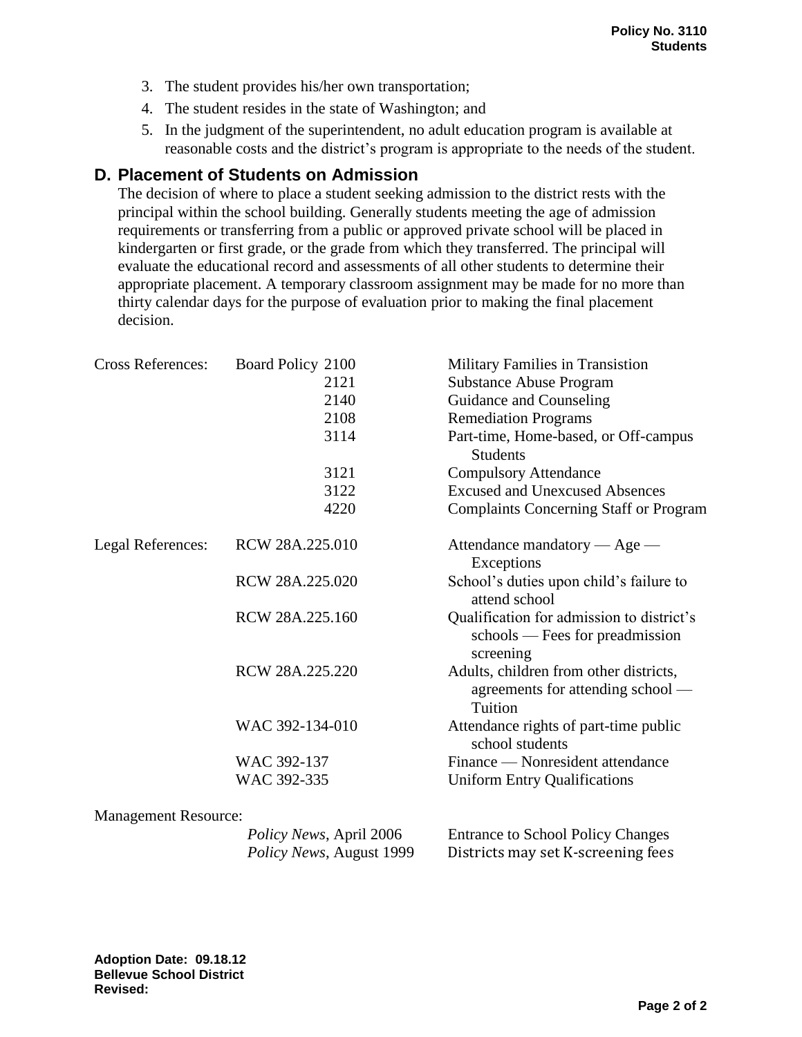3. The student provides his/her own transportation;
4. The student resides in the state of Washington; and
5. In the judgment of the superintendent, no adult education program is available at reasonable costs and the district's program is appropriate to the needs of the student.

## D. Placement of Students on Admission

The decision of where to place a student seeking admission to the district rests with the principal within the school building. Generally students meeting the age of admission requirements or transferring from a public or approved private school will be placed in kindergarten or first grade, or the grade from which they transferred. The principal will evaluate the educational record and assessments of all other students to determine their appropriate placement. A temporary classroom assignment may be made for no more than thirty calendar days for the purpose of evaluation prior to making the final placement decision.

| | | |
|---|---|---|
| Cross References: | Board Policy 2100 | Military Families in Transistion |
| | 2121 | Substance Abuse Program |
| | 2140 | Guidance and Counseling |
| | 2108 | Remediation Programs |
| | 3114 | Part-time, Home-based, or Off-campus Students |
| | 3121 | Compulsory Attendance |
| | 3122 | Excused and Unexcused Absences |
| | 4220 | Complaints Concerning Staff or Program |
| Legal References: | RCW 28A.225.010 | Attendance mandatory — Age — Exceptions |
| | RCW 28A.225.020 | School's duties upon child's failure to attend school |
| | RCW 28A.225.160 | Qualification for admission to district's schools — Fees for preadmission screening |
| | RCW 28A.225.220 | Adults, children from other districts, agreements for attending school — Tuition |
| | WAC 392-134-010 | Attendance rights of part-time public school students |
| | WAC 392-137 | Finance — Nonresident attendance |
| | WAC 392-335 | Uniform Entry Qualifications |
| Management Resource: | | |
| | *Policy News*, April 2006 | Entrance to School Policy Changes |
| | *Policy News*, August 1999 | Districts may set K-screening fees |

**Adoption Date: 09.18.12**
**Bellevue School District**
**Revised:**